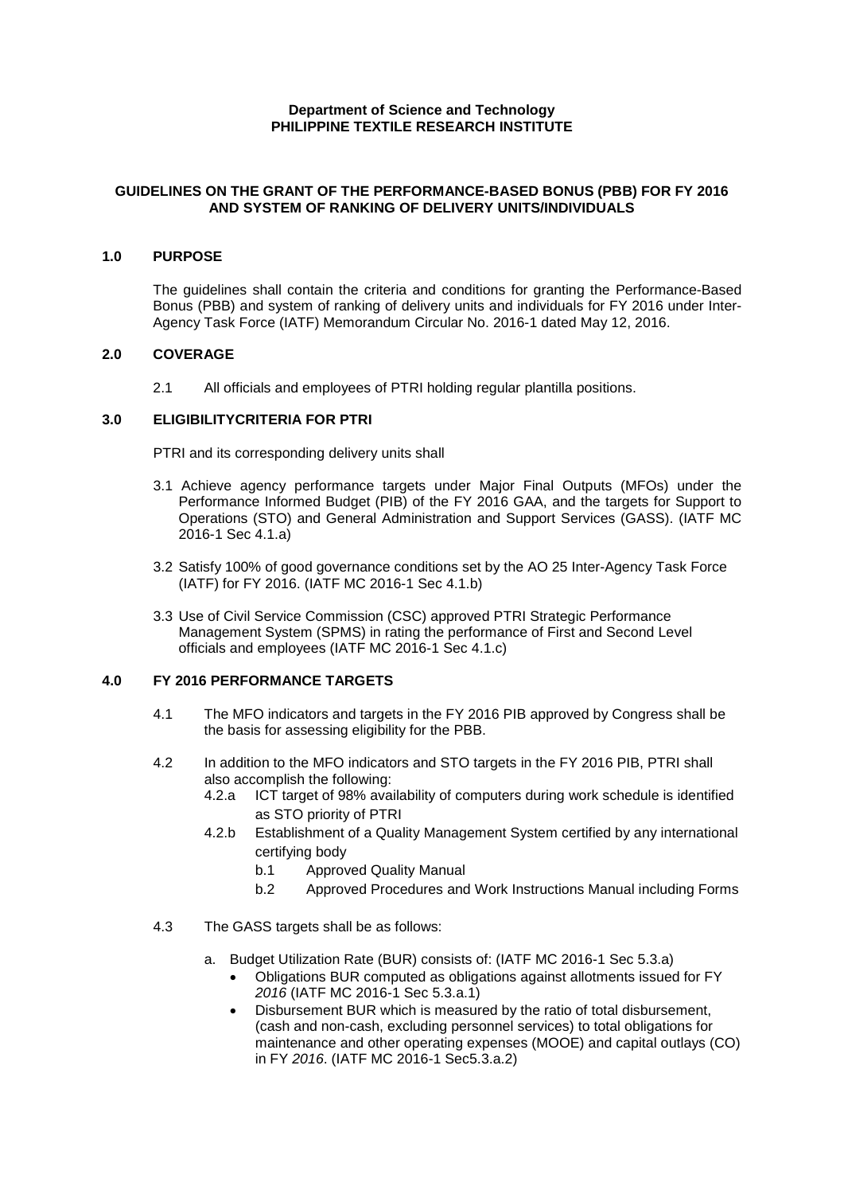**Department of Science and Technology**
**PHILIPPINE TEXTILE RESEARCH INSTITUTE**

# GUIDELINES ON THE GRANT OF THE PERFORMANCE-BASED BONUS (PBB) FOR FY 2016 AND SYSTEM OF RANKING OF DELIVERY UNITS/INDIVIDUALS

## 1.0 PURPOSE

The guidelines shall contain the criteria and conditions for granting the Performance-Based Bonus (PBB) and system of ranking of delivery units and individuals for FY 2016 under Inter-Agency Task Force (IATF) Memorandum Circular No. 2016-1 dated May 12, 2016.

## 2.0 COVERAGE

2.1 All officials and employees of PTRI holding regular plantilla positions.

## 3.0 ELIGIBILITYCRITERIA FOR PTRI

PTRI and its corresponding delivery units shall

3.1 Achieve agency performance targets under Major Final Outputs (MFOs) under the Performance Informed Budget (PIB) of the FY 2016 GAA, and the targets for Support to Operations (STO) and General Administration and Support Services (GASS). (IATF MC 2016-1 Sec 4.1.a)

3.2 Satisfy 100% of good governance conditions set by the AO 25 Inter-Agency Task Force (IATF) for FY 2016. (IATF MC 2016-1 Sec 4.1.b)

3.3 Use of Civil Service Commission (CSC) approved PTRI Strategic Performance Management System (SPMS) in rating the performance of First and Second Level officials and employees (IATF MC 2016-1 Sec 4.1.c)

## 4.0 FY 2016 PERFORMANCE TARGETS

4.1 The MFO indicators and targets in the FY 2016 PIB approved by Congress shall be the basis for assessing eligibility for the PBB.

4.2 In addition to the MFO indicators and STO targets in the FY 2016 PIB, PTRI shall also accomplish the following:

4.2.a ICT target of 98% availability of computers during work schedule is identified as STO priority of PTRI

4.2.b Establishment of a Quality Management System certified by any international certifying body

b.1 Approved Quality Manual

b.2 Approved Procedures and Work Instructions Manual including Forms

4.3 The GASS targets shall be as follows:

a. Budget Utilization Rate (BUR) consists of: (IATF MC 2016-1 Sec 5.3.a)

- Obligations BUR computed as obligations against allotments issued for FY *2016* (IATF MC 2016-1 Sec 5.3.a.1)
- Disbursement BUR which is measured by the ratio of total disbursement, (cash and non-cash, excluding personnel services) to total obligations for maintenance and other operating expenses (MOOE) and capital outlays (CO) in FY *2016*. (IATF MC 2016-1 Sec5.3.a.2)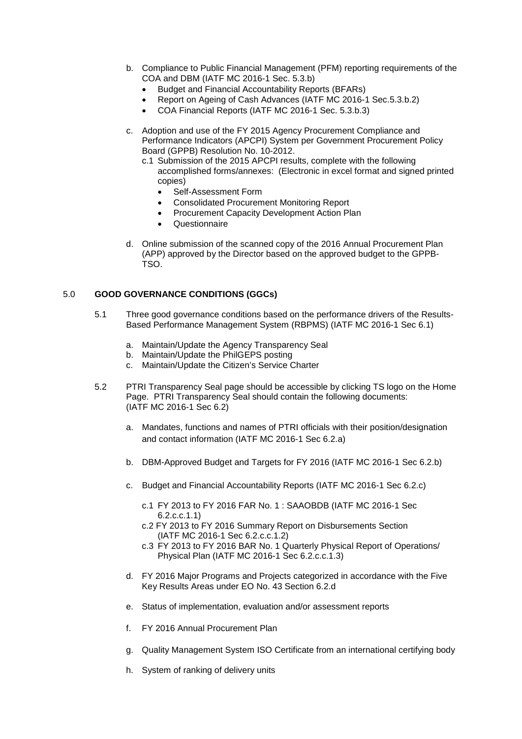b. Compliance to Public Financial Management (PFM) reporting requirements of the COA and DBM (IATF MC 2016-1 Sec. 5.3.b)
   - Budget and Financial Accountability Reports (BFARs)
   - Report on Ageing of Cash Advances (IATF MC 2016-1 Sec.5.3.b.2)
   - COA Financial Reports (IATF MC 2016-1 Sec. 5.3.b.3)

c. Adoption and use of the FY 2015 Agency Procurement Compliance and Performance Indicators (APCPI) System per Government Procurement Policy Board (GPPB) Resolution No. 10-2012.
   c.1 Submission of the 2015 APCPI results, complete with the following accomplished forms/annexes: (Electronic in excel format and signed printed copies)
   - Self-Assessment Form
   - Consolidated Procurement Monitoring Report
   - Procurement Capacity Development Action Plan
   - Questionnaire

d. Online submission of the scanned copy of the 2016 Annual Procurement Plan (APP) approved by the Director based on the approved budget to the GPPB-TSO.

## 5.0 GOOD GOVERNANCE CONDITIONS (GGCs)

5.1 Three good governance conditions based on the performance drivers of the Results-Based Performance Management System (RBPMS) (IATF MC 2016-1 Sec 6.1)

a. Maintain/Update the Agency Transparency Seal
b. Maintain/Update the PhilGEPS posting
c. Maintain/Update the Citizen's Service Charter

5.2 PTRI Transparency Seal page should be accessible by clicking TS logo on the Home Page. PTRI Transparency Seal should contain the following documents: (IATF MC 2016-1 Sec 6.2)

a. Mandates, functions and names of PTRI officials with their position/designation and contact information (IATF MC 2016-1 Sec 6.2.a)

b. DBM-Approved Budget and Targets for FY 2016 (IATF MC 2016-1 Sec 6.2.b)

c. Budget and Financial Accountability Reports (IATF MC 2016-1 Sec 6.2.c)

   c.1 FY 2013 to FY 2016 FAR No. 1 : SAAOBDB (IATF MC 2016-1 Sec 6.2.c.c.1.1)
   c.2 FY 2013 to FY 2016 Summary Report on Disbursements Section (IATF MC 2016-1 Sec 6.2.c.c.1.2)
   c.3 FY 2013 to FY 2016 BAR No. 1 Quarterly Physical Report of Operations/ Physical Plan (IATF MC 2016-1 Sec 6.2.c.c.1.3)

d. FY 2016 Major Programs and Projects categorized in accordance with the Five Key Results Areas under EO No. 43 Section 6.2.d

e. Status of implementation, evaluation and/or assessment reports

f. FY 2016 Annual Procurement Plan

g. Quality Management System ISO Certificate from an international certifying body

h. System of ranking of delivery units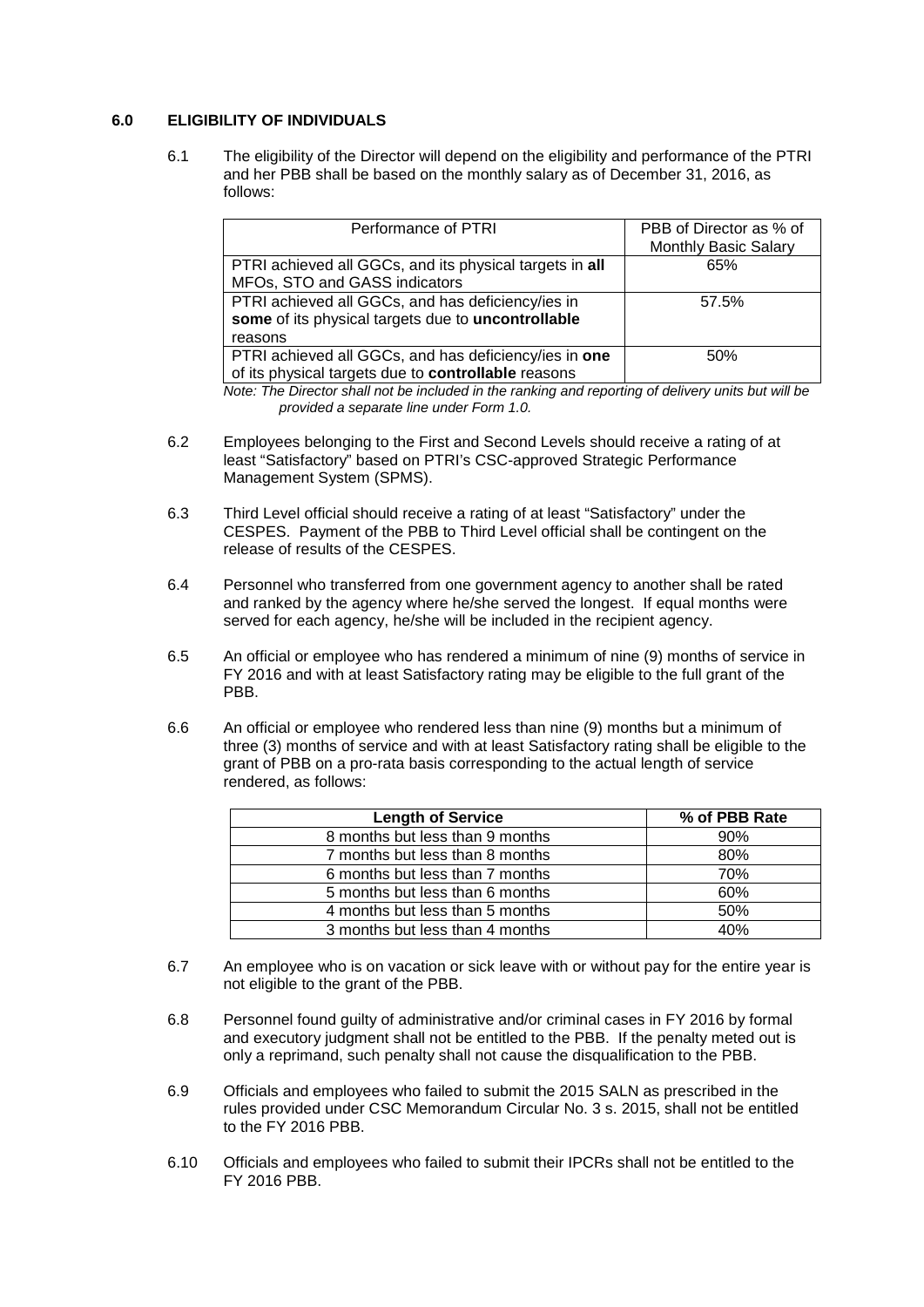## 6.0 ELIGIBILITY OF INDIVIDUALS

6.1 The eligibility of the Director will depend on the eligibility and performance of the PTRI and her PBB shall be based on the monthly salary as of December 31, 2016, as follows:

| Performance of PTRI | PBB of Director as % of Monthly Basic Salary |
|---|---|
| PTRI achieved all GGCs, and its physical targets in **all** MFOs, STO and GASS indicators | 65% |
| PTRI achieved all GGCs, and has deficiency/ies in **some** of its physical targets due to **uncontrollable** reasons | 57.5% |
| PTRI achieved all GGCs, and has deficiency/ies in **one** of its physical targets due to **controllable** reasons | 50% |

*Note: The Director shall not be included in the ranking and reporting of delivery units but will be provided a separate line under Form 1.0.*

6.2 Employees belonging to the First and Second Levels should receive a rating of at least "Satisfactory" based on PTRI's CSC-approved Strategic Performance Management System (SPMS).

6.3 Third Level official should receive a rating of at least "Satisfactory" under the CESPES. Payment of the PBB to Third Level official shall be contingent on the release of results of the CESPES.

6.4 Personnel who transferred from one government agency to another shall be rated and ranked by the agency where he/she served the longest. If equal months were served for each agency, he/she will be included in the recipient agency.

6.5 An official or employee who has rendered a minimum of nine (9) months of service in FY 2016 and with at least Satisfactory rating may be eligible to the full grant of the PBB.

6.6 An official or employee who rendered less than nine (9) months but a minimum of three (3) months of service and with at least Satisfactory rating shall be eligible to the grant of PBB on a pro-rata basis corresponding to the actual length of service rendered, as follows:

| Length of Service | % of PBB Rate |
|---|---|
| 8 months but less than 9 months | 90% |
| 7 months but less than 8 months | 80% |
| 6 months but less than 7 months | 70% |
| 5 months but less than 6 months | 60% |
| 4 months but less than 5 months | 50% |
| 3 months but less than 4 months | 40% |

6.7 An employee who is on vacation or sick leave with or without pay for the entire year is not eligible to the grant of the PBB.

6.8 Personnel found guilty of administrative and/or criminal cases in FY 2016 by formal and executory judgment shall not be entitled to the PBB. If the penalty meted out is only a reprimand, such penalty shall not cause the disqualification to the PBB.

6.9 Officials and employees who failed to submit the 2015 SALN as prescribed in the rules provided under CSC Memorandum Circular No. 3 s. 2015, shall not be entitled to the FY 2016 PBB.

6.10 Officials and employees who failed to submit their IPCRs shall not be entitled to the FY 2016 PBB.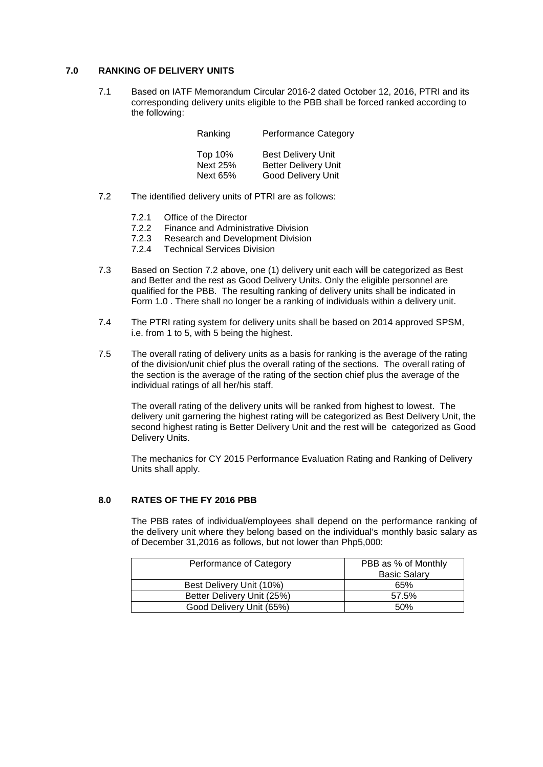## 7.0 RANKING OF DELIVERY UNITS

7.1 Based on IATF Memorandum Circular 2016-2 dated October 12, 2016, PTRI and its corresponding delivery units eligible to the PBB shall be forced ranked according to the following:

| Ranking | Performance Category |
|---|---|
| Top 10% | Best Delivery Unit |
| Next 25% | Better Delivery Unit |
| Next 65% | Good Delivery Unit |

7.2 The identified delivery units of PTRI are as follows:

- 7.2.1 Office of the Director
- 7.2.2 Finance and Administrative Division
- 7.2.3 Research and Development Division
- 7.2.4 Technical Services Division

7.3 Based on Section 7.2 above, one (1) delivery unit each will be categorized as Best and Better and the rest as Good Delivery Units. Only the eligible personnel are qualified for the PBB. The resulting ranking of delivery units shall be indicated in Form 1.0 . There shall no longer be a ranking of individuals within a delivery unit.

7.4 The PTRI rating system for delivery units shall be based on 2014 approved SPSM, i.e. from 1 to 5, with 5 being the highest.

7.5 The overall rating of delivery units as a basis for ranking is the average of the rating of the division/unit chief plus the overall rating of the sections. The overall rating of the section is the average of the rating of the section chief plus the average of the individual ratings of all her/his staff.

The overall rating of the delivery units will be ranked from highest to lowest. The delivery unit garnering the highest rating will be categorized as Best Delivery Unit, the second highest rating is Better Delivery Unit and the rest will be categorized as Good Delivery Units.

The mechanics for CY 2015 Performance Evaluation Rating and Ranking of Delivery Units shall apply.

## 8.0 RATES OF THE FY 2016 PBB

The PBB rates of individual/employees shall depend on the performance ranking of the delivery unit where they belong based on the individual's monthly basic salary as of December 31,2016 as follows, but not lower than Php5,000:

| Performance of Category | PBB as % of Monthly Basic Salary |
|---|---|
| Best Delivery Unit (10%) | 65% |
| Better Delivery Unit (25%) | 57.5% |
| Good Delivery Unit (65%) | 50% |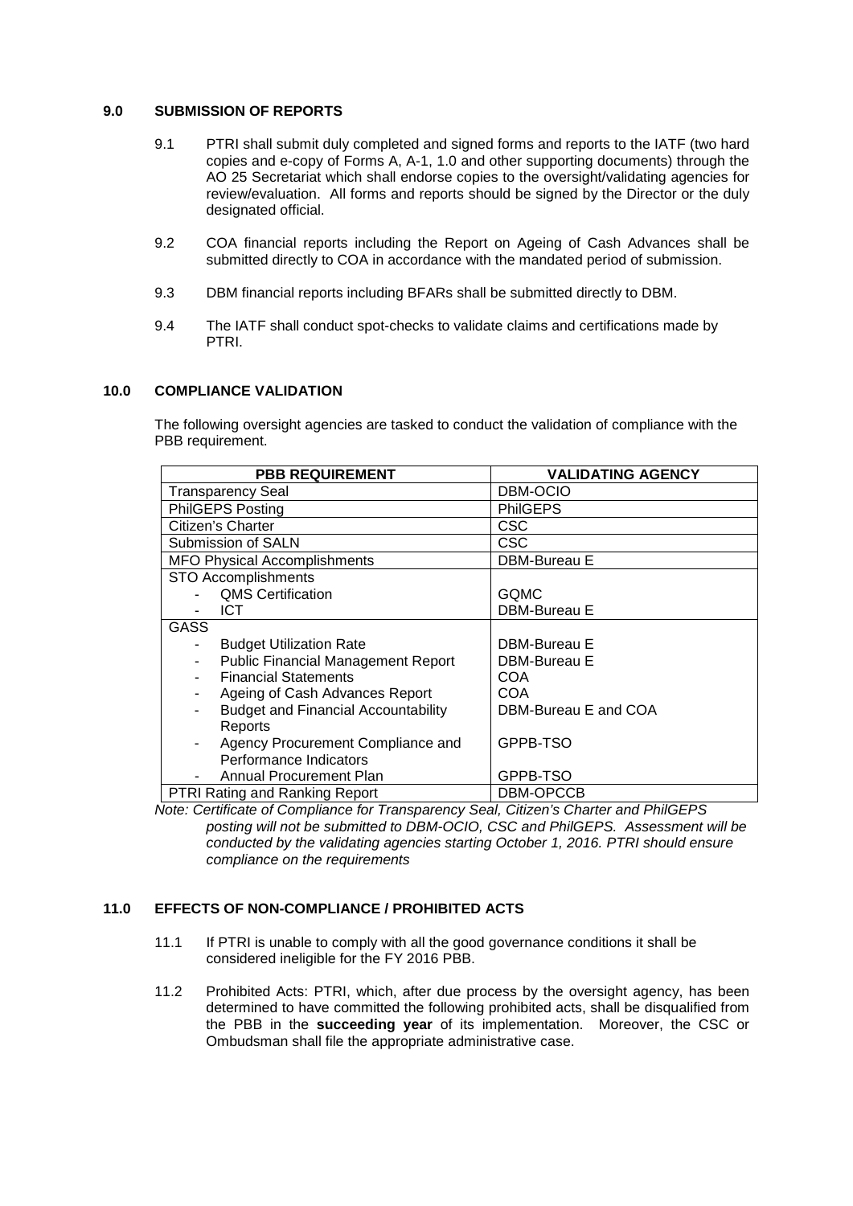## 9.0 SUBMISSION OF REPORTS

9.1 PTRI shall submit duly completed and signed forms and reports to the IATF (two hard copies and e-copy of Forms A, A-1, 1.0 and other supporting documents) through the AO 25 Secretariat which shall endorse copies to the oversight/validating agencies for review/evaluation. All forms and reports should be signed by the Director or the duly designated official.

9.2 COA financial reports including the Report on Ageing of Cash Advances shall be submitted directly to COA in accordance with the mandated period of submission.

9.3 DBM financial reports including BFARs shall be submitted directly to DBM.

9.4 The IATF shall conduct spot-checks to validate claims and certifications made by PTRI.

## 10.0 COMPLIANCE VALIDATION

The following oversight agencies are tasked to conduct the validation of compliance with the PBB requirement.

| PBB REQUIREMENT | VALIDATING AGENCY |
|---|---|
| Transparency Seal | DBM-OCIO |
| PhilGEPS Posting | PhilGEPS |
| Citizen's Charter | CSC |
| Submission of SALN | CSC |
| MFO Physical Accomplishments | DBM-Bureau E |
| STO Accomplishments | |
| - QMS Certification | GQMC |
| - ICT | DBM-Bureau E |
| GASS | |
| - Budget Utilization Rate | DBM-Bureau E |
| - Public Financial Management Report | DBM-Bureau E |
| - Financial Statements | COA |
| - Ageing of Cash Advances Report | COA |
| - Budget and Financial Accountability Reports | DBM-Bureau E and COA |
| - Agency Procurement Compliance and Performance Indicators | GPPB-TSO |
| - Annual Procurement Plan | GPPB-TSO |
| PTRI Rating and Ranking Report | DBM-OPCCB |

*Note: Certificate of Compliance for Transparency Seal, Citizen's Charter and PhilGEPS posting will not be submitted to DBM-OCIO, CSC and PhilGEPS. Assessment will be conducted by the validating agencies starting October 1, 2016. PTRI should ensure compliance on the requirements*

## 11.0 EFFECTS OF NON-COMPLIANCE / PROHIBITED ACTS

11.1 If PTRI is unable to comply with all the good governance conditions it shall be considered ineligible for the FY 2016 PBB.

11.2 Prohibited Acts: PTRI, which, after due process by the oversight agency, has been determined to have committed the following prohibited acts, shall be disqualified from the PBB in the **succeeding year** of its implementation. Moreover, the CSC or Ombudsman shall file the appropriate administrative case.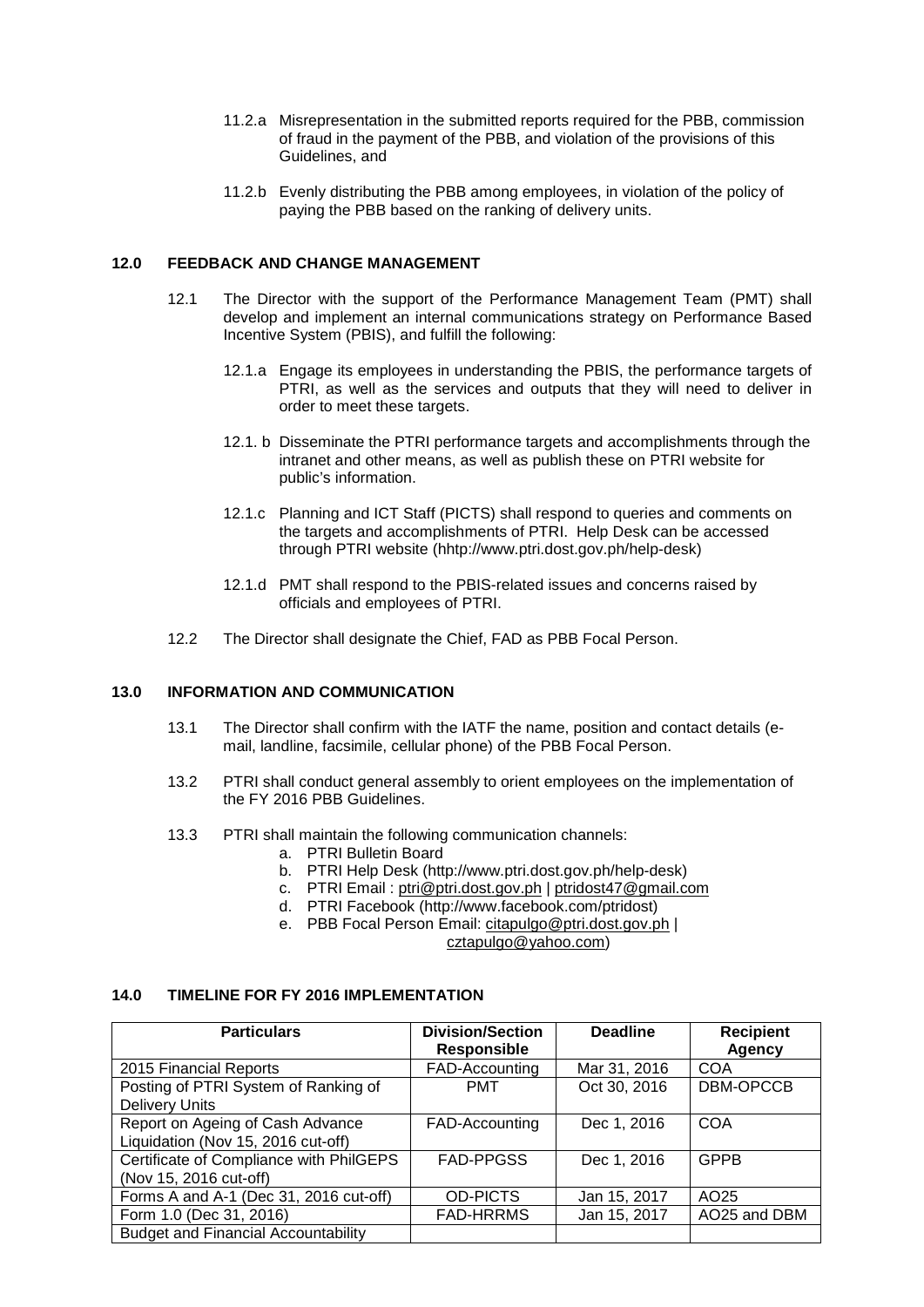11.2.a Misrepresentation in the submitted reports required for the PBB, commission of fraud in the payment of the PBB, and violation of the provisions of this Guidelines, and

11.2.b Evenly distributing the PBB among employees, in violation of the policy of paying the PBB based on the ranking of delivery units.

## 12.0 FEEDBACK AND CHANGE MANAGEMENT

12.1 The Director with the support of the Performance Management Team (PMT) shall develop and implement an internal communications strategy on Performance Based Incentive System (PBIS), and fulfill the following:

12.1.a Engage its employees in understanding the PBIS, the performance targets of PTRI, as well as the services and outputs that they will need to deliver in order to meet these targets.

12.1. b Disseminate the PTRI performance targets and accomplishments through the intranet and other means, as well as publish these on PTRI website for public's information.

12.1.c Planning and ICT Staff (PICTS) shall respond to queries and comments on the targets and accomplishments of PTRI. Help Desk can be accessed through PTRI website (hhtp://www.ptri.dost.gov.ph/help-desk)

12.1.d PMT shall respond to the PBIS-related issues and concerns raised by officials and employees of PTRI.

12.2 The Director shall designate the Chief, FAD as PBB Focal Person.

## 13.0 INFORMATION AND COMMUNICATION

13.1 The Director shall confirm with the IATF the name, position and contact details (e-mail, landline, facsimile, cellular phone) of the PBB Focal Person.

13.2 PTRI shall conduct general assembly to orient employees on the implementation of the FY 2016 PBB Guidelines.

13.3 PTRI shall maintain the following communication channels:

a. PTRI Bulletin Board
b. PTRI Help Desk (http://www.ptri.dost.gov.ph/help-desk)
c. PTRI Email : ptri@ptri.dost.gov.ph | ptridost47@gmail.com
d. PTRI Facebook (http://www.facebook.com/ptridost)
e. PBB Focal Person Email: citapulgo@ptri.dost.gov.ph | cztapulgo@yahoo.com)

## 14.0 TIMELINE FOR FY 2016 IMPLEMENTATION

| Particulars | Division/Section Responsible | Deadline | Recipient Agency |
|---|---|---|---|
| 2015 Financial Reports | FAD-Accounting | Mar 31, 2016 | COA |
| Posting of PTRI System of Ranking of Delivery Units | PMT | Oct 30, 2016 | DBM-OPCCB |
| Report on Ageing of Cash Advance Liquidation (Nov 15, 2016 cut-off) | FAD-Accounting | Dec 1, 2016 | COA |
| Certificate of Compliance with PhilGEPS (Nov 15, 2016 cut-off) | FAD-PPGSS | Dec 1, 2016 | GPPB |
| Forms A and A-1 (Dec 31, 2016 cut-off) | OD-PICTS | Jan 15, 2017 | AO25 |
| Form 1.0 (Dec 31, 2016) | FAD-HRRMS | Jan 15, 2017 | AO25 and DBM |
| Budget and Financial Accountability | | | |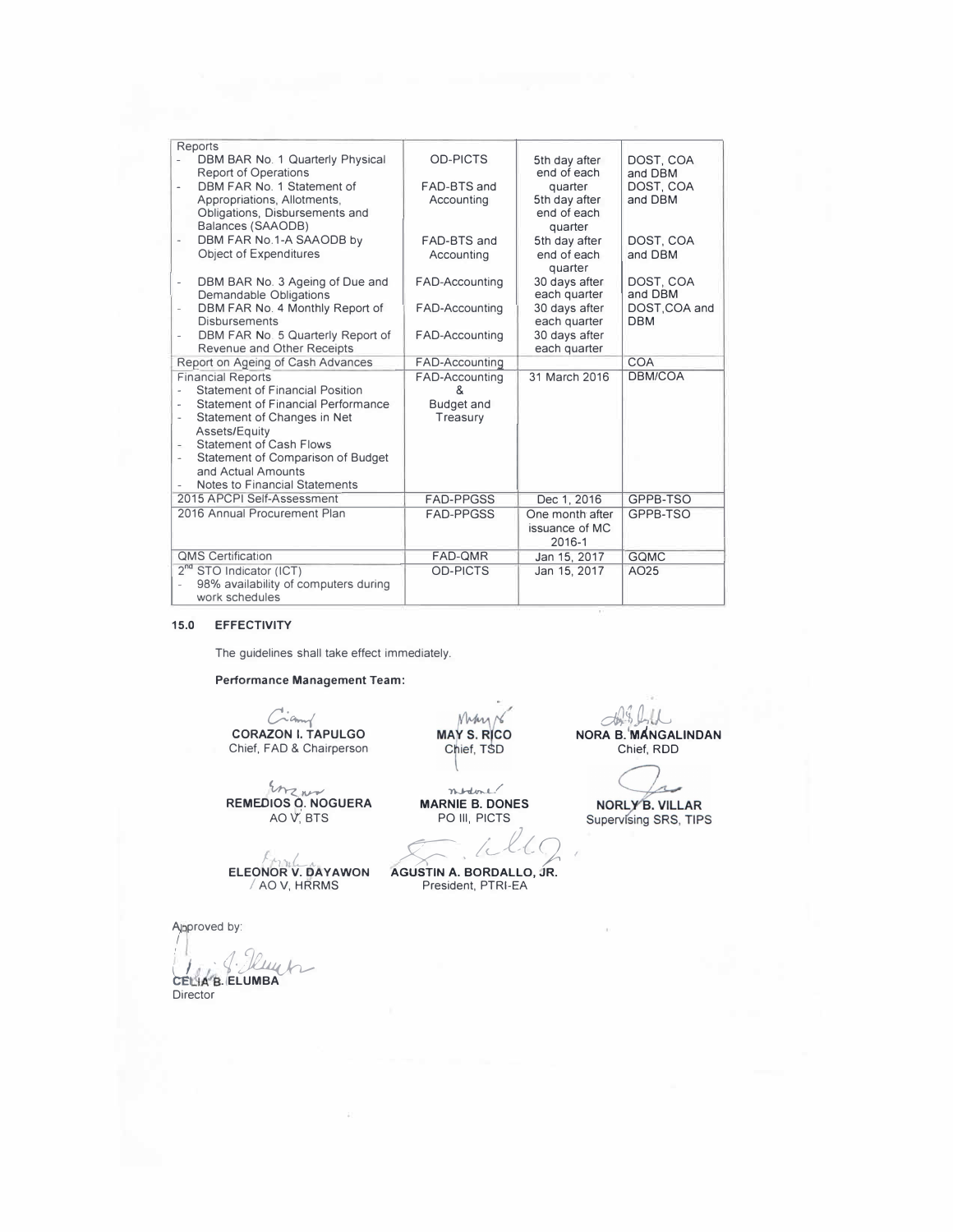| | | | |
|---|---|---|---|
| Reports<br>- DBM BAR No. 1 Quarterly Physical Report of Operations<br>- DBM FAR No. 1 Statement of Appropriations, Allotments, Obligations, Disbursements and Balances (SAAODB)<br>- DBM FAR No.1-A SAAODB by Object of Expenditures<br>- DBM BAR No. 3 Ageing of Due and Demandable Obligations<br>- DBM FAR No. 4 Monthly Report of Disbursements<br>- DBM FAR No. 5 Quarterly Report of Revenue and Other Receipts | OD-PICTS<br><br>FAD-BTS and Accounting<br><br>FAD-BTS and Accounting<br><br>FAD-Accounting<br><br>FAD-Accounting<br><br>FAD-Accounting | 5th day after end of each quarter<br>5th day after end of each quarter<br>5th day after end of each quarter<br>30 days after each quarter<br>30 days after each quarter<br>30 days after each quarter | DOST, COA and DBM<br>DOST, COA and DBM<br><br>DOST, COA and DBM<br>DOST, COA and DBM<br>DOST,COA and DBM |
| Report on Ageing of Cash Advances | FAD-Accounting | | COA |
| Financial Reports<br>- Statement of Financial Position<br>- Statement of Financial Performance<br>- Statement of Changes in Net Assets/Equity<br>- Statement of Cash Flows<br>- Statement of Comparison of Budget and Actual Amounts<br>- Notes to Financial Statements | FAD-Accounting &<br>Budget and Treasury | 31 March 2016 | DBM/COA |
| 2015 APCPI Self-Assessment | FAD-PPGSS | Dec 1, 2016 | GPPB-TSO |
| 2016 Annual Procurement Plan | FAD-PPGSS | One month after issuance of MC 2016-1 | GPPB-TSO |
| QMS Certification | FAD-QMR | Jan 15, 2017 | GQMC |
| 2nd STO Indicator (ICT)<br>- 98% availability of computers during work schedules | OD-PICTS | Jan 15, 2017 | AO25 |

**15.0 EFFECTIVITY**

The guidelines shall take effect immediately.

**Performance Management Team:**

**CORAZON I. TAPULGO**
Chief, FAD & Chairperson

**MAY S. RICO**
Chief, TSD

**NORA B. MANGALINDAN**
Chief, RDD

**REMEDIOS Q. NOGUERA**
AO V, BTS

**MARNIE B. DONES**
PO III, PICTS

**NORLY B. VILLAR**
Supervising SRS, TIPS

**ELEONOR V. DAYAWON**
AO V, HRRMS

**AGUSTIN A. BORDALLO, JR.**
President, PTRI-EA

Approved by:

**CELIA B. ELUMBA**
Director